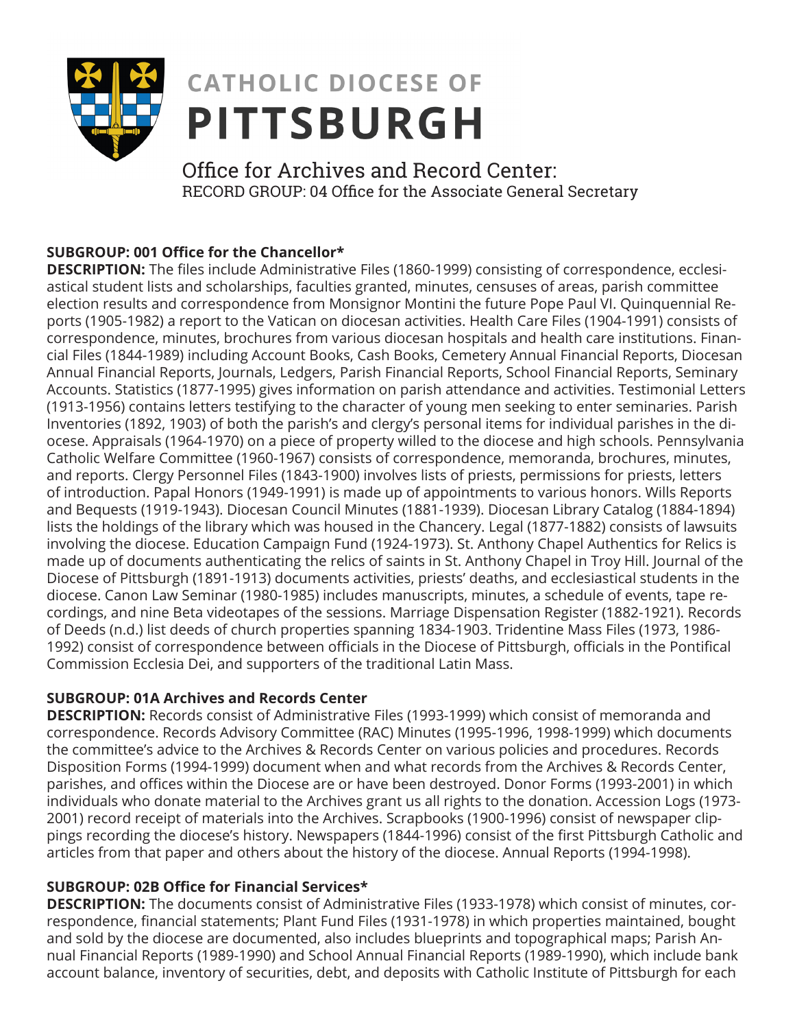# CATHOLIC DIOCESE OF PITTSBURGH

## Office for Archives and Record Center:

RECORD GROUP: 04 Office for the Associate General Secretary

**SUBGROUP: 001 Office for the Chancellor***

**DESCRIPTION:** The files include Administrative Files (1860-1999) consisting of correspondence, ecclesiastical student lists and scholarships, faculties granted, minutes, censuses of areas, parish committee election results and correspondence from Monsignor Montini the future Pope Paul VI. Quinquennial Reports (1905-1982) a report to the Vatican on diocesan activities. Health Care Files (1904-1991) consists of correspondence, minutes, brochures from various diocesan hospitals and health care institutions. Financial Files (1844-1989) including Account Books, Cash Books, Cemetery Annual Financial Reports, Diocesan Annual Financial Reports, Journals, Ledgers, Parish Financial Reports, School Financial Reports, Seminary Accounts. Statistics (1877-1995) gives information on parish attendance and activities. Testimonial Letters (1913-1956) contains letters testifying to the character of young men seeking to enter seminaries. Parish Inventories (1892, 1903) of both the parish's and clergy's personal items for individual parishes in the diocese. Appraisals (1964-1970) on a piece of property willed to the diocese and high schools. Pennsylvania Catholic Welfare Committee (1960-1967) consists of correspondence, memoranda, brochures, minutes, and reports. Clergy Personnel Files (1843-1900) involves lists of priests, permissions for priests, letters of introduction. Papal Honors (1949-1991) is made up of appointments to various honors. Wills Reports and Bequests (1919-1943). Diocesan Council Minutes (1881-1939). Diocesan Library Catalog (1884-1894) lists the holdings of the library which was housed in the Chancery. Legal (1877-1882) consists of lawsuits involving the diocese. Education Campaign Fund (1924-1973). St. Anthony Chapel Authentics for Relics is made up of documents authenticating the relics of saints in St. Anthony Chapel in Troy Hill. Journal of the Diocese of Pittsburgh (1891-1913) documents activities, priests' deaths, and ecclesiastical students in the diocese. Canon Law Seminar (1980-1985) includes manuscripts, minutes, a schedule of events, tape recordings, and nine Beta videotapes of the sessions. Marriage Dispensation Register (1882-1921). Records of Deeds (n.d.) list deeds of church properties spanning 1834-1903. Tridentine Mass Files (1973, 1986-1992) consist of correspondence between officials in the Diocese of Pittsburgh, officials in the Pontifical Commission Ecclesia Dei, and supporters of the traditional Latin Mass.

**SUBGROUP: 01A Archives and Records Center**

**DESCRIPTION:** Records consist of Administrative Files (1993-1999) which consist of memoranda and correspondence. Records Advisory Committee (RAC) Minutes (1995-1996, 1998-1999) which documents the committee's advice to the Archives & Records Center on various policies and procedures. Records Disposition Forms (1994-1999) document when and what records from the Archives & Records Center, parishes, and offices within the Diocese are or have been destroyed. Donor Forms (1993-2001) in which individuals who donate material to the Archives grant us all rights to the donation. Accession Logs (1973-2001) record receipt of materials into the Archives. Scrapbooks (1900-1996) consist of newspaper clippings recording the diocese's history. Newspapers (1844-1996) consist of the first Pittsburgh Catholic and articles from that paper and others about the history of the diocese. Annual Reports (1994-1998).

**SUBGROUP: 02B Office for Financial Services***

**DESCRIPTION:** The documents consist of Administrative Files (1933-1978) which consist of minutes, correspondence, financial statements; Plant Fund Files (1931-1978) in which properties maintained, bought and sold by the diocese are documented, also includes blueprints and topographical maps; Parish Annual Financial Reports (1989-1990) and School Annual Financial Reports (1989-1990), which include bank account balance, inventory of securities, debt, and deposits with Catholic Institute of Pittsburgh for each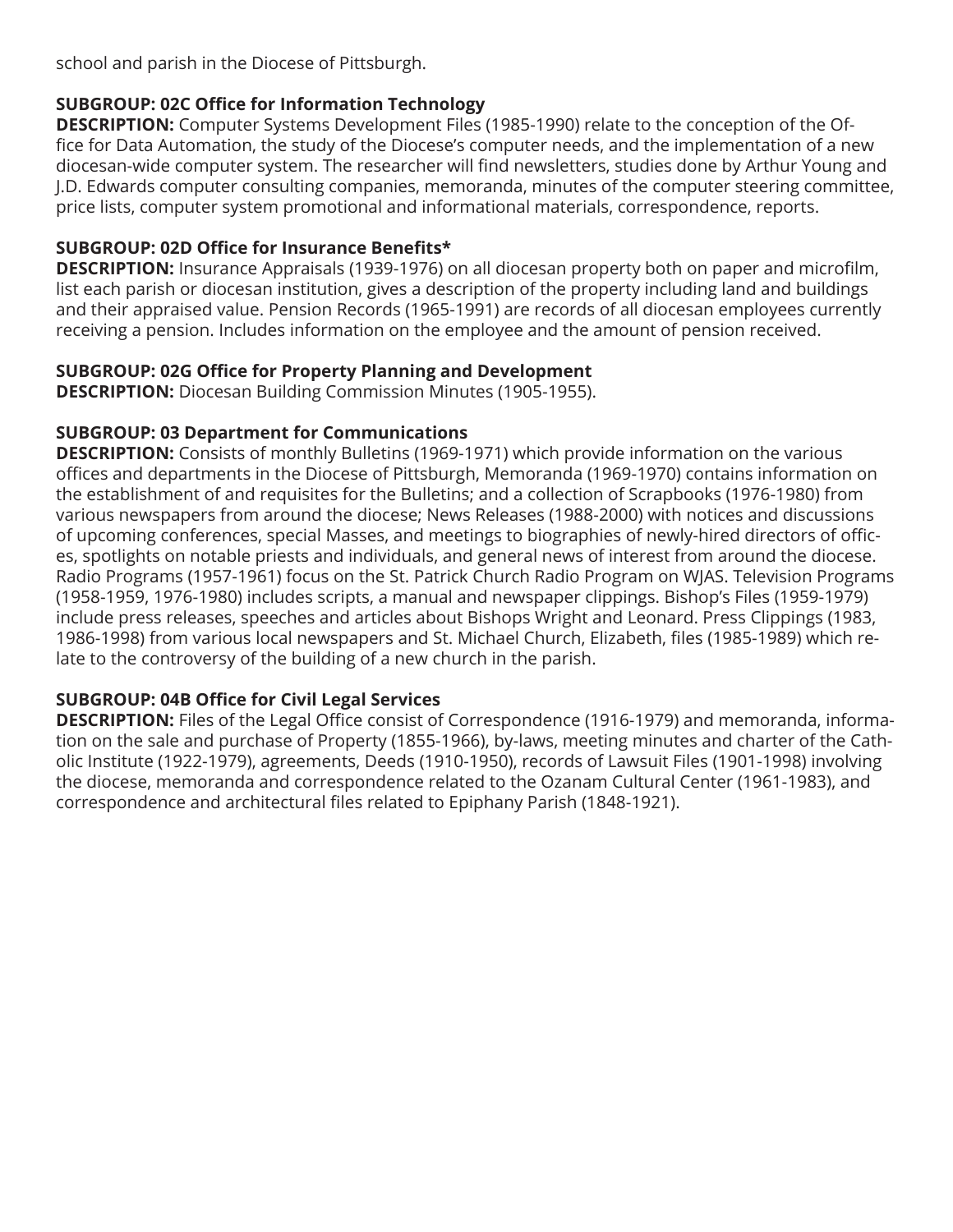school and parish in the Diocese of Pittsburgh.

**SUBGROUP: 02C Office for Information Technology**
**DESCRIPTION:** Computer Systems Development Files (1985-1990) relate to the conception of the Office for Data Automation, the study of the Diocese's computer needs, and the implementation of a new diocesan-wide computer system. The researcher will find newsletters, studies done by Arthur Young and J.D. Edwards computer consulting companies, memoranda, minutes of the computer steering committee, price lists, computer system promotional and informational materials, correspondence, reports.

**SUBGROUP: 02D Office for Insurance Benefits***
**DESCRIPTION:** Insurance Appraisals (1939-1976) on all diocesan property both on paper and microfilm, list each parish or diocesan institution, gives a description of the property including land and buildings and their appraised value. Pension Records (1965-1991) are records of all diocesan employees currently receiving a pension. Includes information on the employee and the amount of pension received.

**SUBGROUP: 02G Office for Property Planning and Development**
**DESCRIPTION:** Diocesan Building Commission Minutes (1905-1955).

**SUBGROUP: 03 Department for Communications**
**DESCRIPTION:** Consists of monthly Bulletins (1969-1971) which provide information on the various offices and departments in the Diocese of Pittsburgh, Memoranda (1969-1970) contains information on the establishment of and requisites for the Bulletins; and a collection of Scrapbooks (1976-1980) from various newspapers from around the diocese; News Releases (1988-2000) with notices and discussions of upcoming conferences, special Masses, and meetings to biographies of newly-hired directors of offices, spotlights on notable priests and individuals, and general news of interest from around the diocese. Radio Programs (1957-1961) focus on the St. Patrick Church Radio Program on WJAS. Television Programs (1958-1959, 1976-1980) includes scripts, a manual and newspaper clippings. Bishop's Files (1959-1979) include press releases, speeches and articles about Bishops Wright and Leonard. Press Clippings (1983, 1986-1998) from various local newspapers and St. Michael Church, Elizabeth, files (1985-1989) which relate to the controversy of the building of a new church in the parish.

**SUBGROUP: 04B Office for Civil Legal Services**
**DESCRIPTION:** Files of the Legal Office consist of Correspondence (1916-1979) and memoranda, information on the sale and purchase of Property (1855-1966), by-laws, meeting minutes and charter of the Catholic Institute (1922-1979), agreements, Deeds (1910-1950), records of Lawsuit Files (1901-1998) involving the diocese, memoranda and correspondence related to the Ozanam Cultural Center (1961-1983), and correspondence and architectural files related to Epiphany Parish (1848-1921).